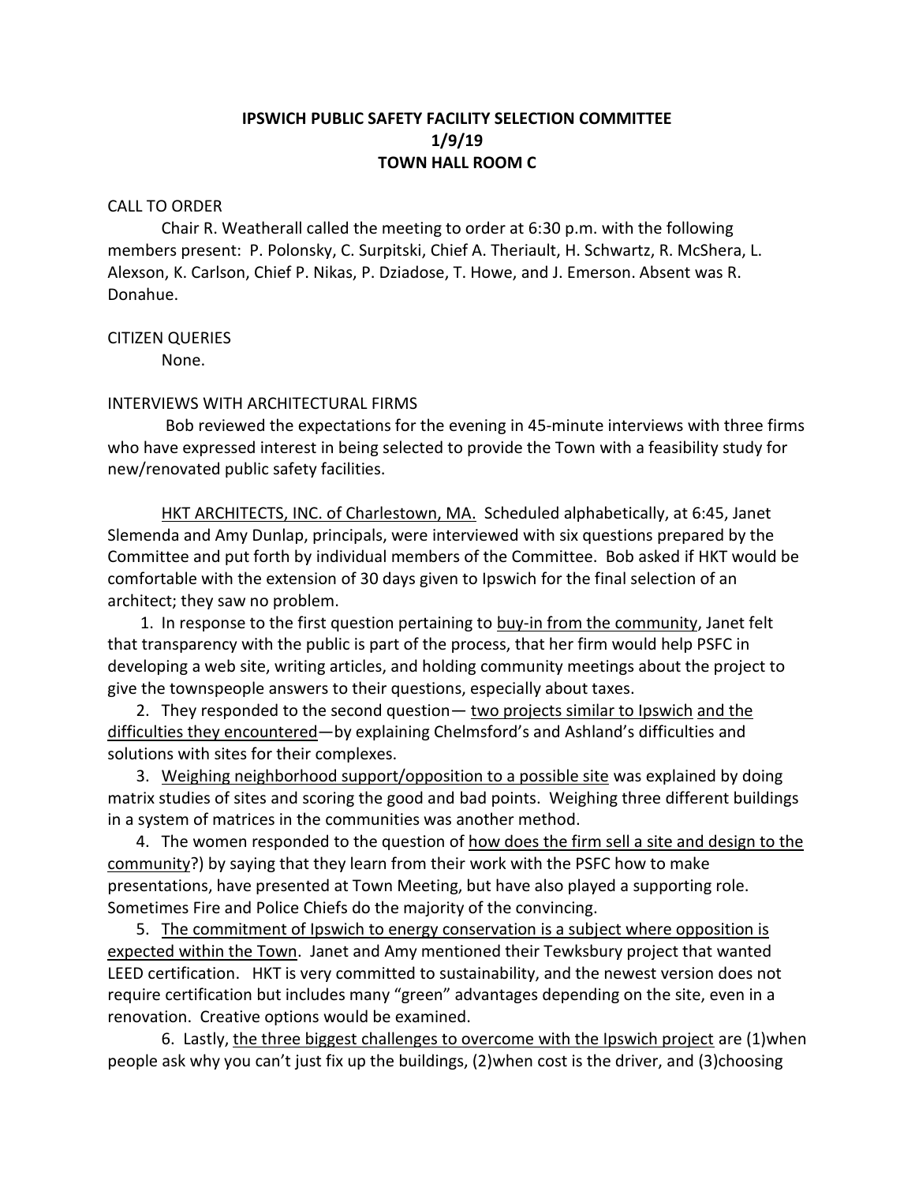**IPSWICH PUBLIC SAFETY FACILITY SELECTION COMMITTEE**
**1/9/19**
**TOWN HALL ROOM C**

CALL TO ORDER

Chair R. Weatherall called the meeting to order at 6:30 p.m. with the following members present: P. Polonsky, C. Surpitski, Chief A. Theriault, H. Schwartz, R. McShera, L. Alexson, K. Carlson, Chief P. Nikas, P. Dziadose, T. Howe, and J. Emerson. Absent was R. Donahue.

CITIZEN QUERIES

None.

INTERVIEWS WITH ARCHITECTURAL FIRMS

Bob reviewed the expectations for the evening in 45-minute interviews with three firms who have expressed interest in being selected to provide the Town with a feasibility study for new/renovated public safety facilities.

<u>HKT ARCHITECTS, INC. of Charlestown, MA.</u> Scheduled alphabetically, at 6:45, Janet Slemenda and Amy Dunlap, principals, were interviewed with six questions prepared by the Committee and put forth by individual members of the Committee. Bob asked if HKT would be comfortable with the extension of 30 days given to Ipswich for the final selection of an architect; they saw no problem.

1. In response to the first question pertaining to <u>buy-in from the community</u>, Janet felt that transparency with the public is part of the process, that her firm would help PSFC in developing a web site, writing articles, and holding community meetings about the project to give the townspeople answers to their questions, especially about taxes.
2. They responded to the second question— <u>two projects similar to Ipswich</u> <u>and the difficulties they encountered</u>—by explaining Chelmsford's and Ashland's difficulties and solutions with sites for their complexes.
3. <u>Weighing neighborhood support/opposition to a possible site</u> was explained by doing matrix studies of sites and scoring the good and bad points. Weighing three different buildings in a system of matrices in the communities was another method.
4. The women responded to the question of <u>how does the firm sell a site and design to the community</u>?) by saying that they learn from their work with the PSFC how to make presentations, have presented at Town Meeting, but have also played a supporting role. Sometimes Fire and Police Chiefs do the majority of the convincing.
5. <u>The commitment of Ipswich to energy conservation is a subject where opposition is expected within the Town</u>. Janet and Amy mentioned their Tewksbury project that wanted LEED certification. HKT is very committed to sustainability, and the newest version does not require certification but includes many "green" advantages depending on the site, even in a renovation. Creative options would be examined.
6. Lastly, <u>the three biggest challenges to overcome with the Ipswich project</u> are (1)when people ask why you can't just fix up the buildings, (2)when cost is the driver, and (3)choosing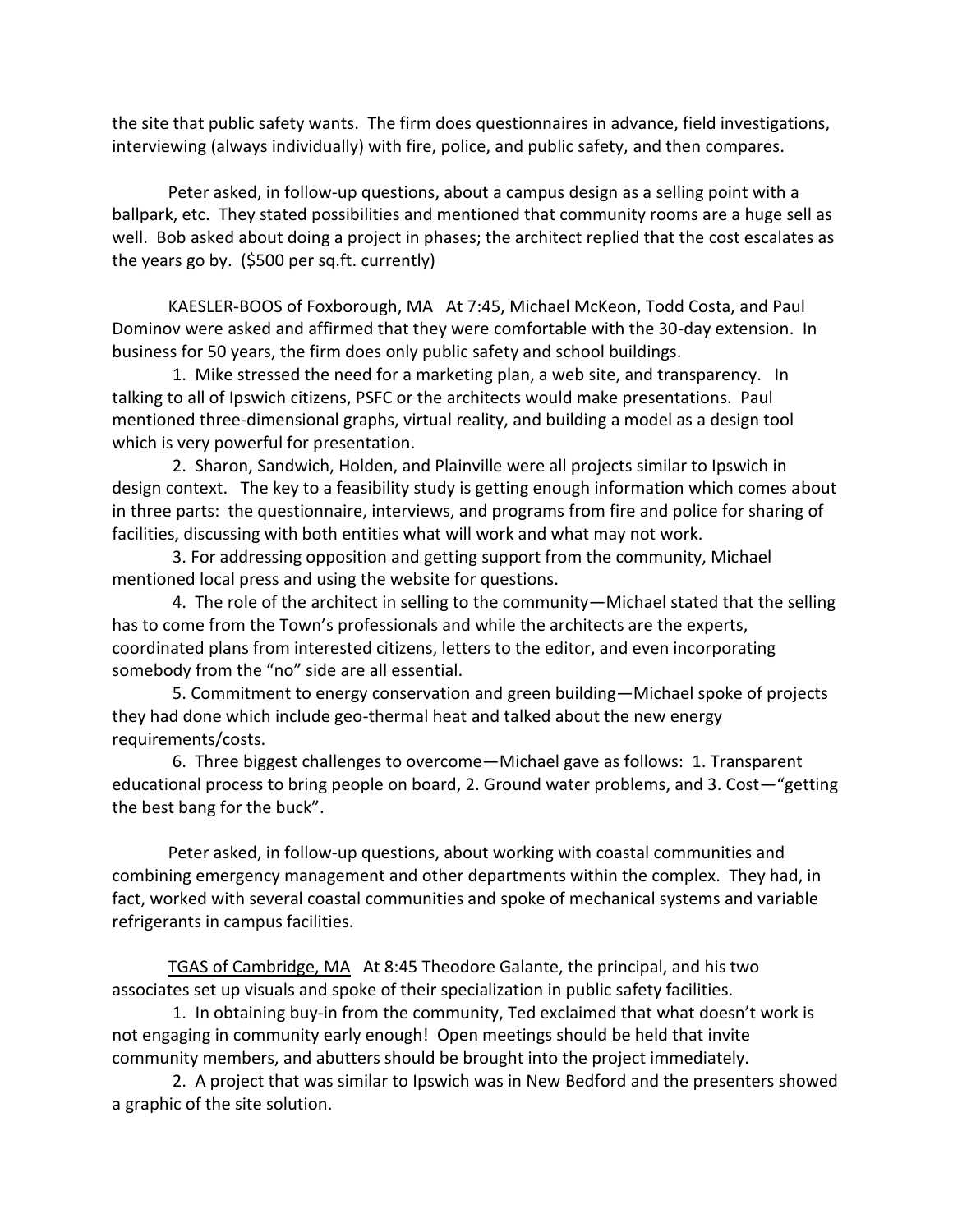the site that public safety wants. The firm does questionnaires in advance, field investigations, interviewing (always individually) with fire, police, and public safety, and then compares.

Peter asked, in follow-up questions, about a campus design as a selling point with a ballpark, etc. They stated possibilities and mentioned that community rooms are a huge sell as well. Bob asked about doing a project in phases; the architect replied that the cost escalates as the years go by. ($500 per sq.ft. currently)

<u>KAESLER-BOOS of Foxborough, MA</u> At 7:45, Michael McKeon, Todd Costa, and Paul Dominov were asked and affirmed that they were comfortable with the 30-day extension. In business for 50 years, the firm does only public safety and school buildings.

1. Mike stressed the need for a marketing plan, a web site, and transparency. In talking to all of Ipswich citizens, PSFC or the architects would make presentations. Paul mentioned three-dimensional graphs, virtual reality, and building a model as a design tool which is very powerful for presentation.

2. Sharon, Sandwich, Holden, and Plainville were all projects similar to Ipswich in design context. The key to a feasibility study is getting enough information which comes about in three parts: the questionnaire, interviews, and programs from fire and police for sharing of facilities, discussing with both entities what will work and what may not work.

3. For addressing opposition and getting support from the community, Michael mentioned local press and using the website for questions.

4. The role of the architect in selling to the community—Michael stated that the selling has to come from the Town's professionals and while the architects are the experts, coordinated plans from interested citizens, letters to the editor, and even incorporating somebody from the "no" side are all essential.

5. Commitment to energy conservation and green building—Michael spoke of projects they had done which include geo-thermal heat and talked about the new energy requirements/costs.

6. Three biggest challenges to overcome—Michael gave as follows: 1. Transparent educational process to bring people on board, 2. Ground water problems, and 3. Cost—"getting the best bang for the buck".

Peter asked, in follow-up questions, about working with coastal communities and combining emergency management and other departments within the complex. They had, in fact, worked with several coastal communities and spoke of mechanical systems and variable refrigerants in campus facilities.

<u>TGAS of Cambridge, MA</u> At 8:45 Theodore Galante, the principal, and his two associates set up visuals and spoke of their specialization in public safety facilities.

1. In obtaining buy-in from the community, Ted exclaimed that what doesn't work is not engaging in community early enough! Open meetings should be held that invite community members, and abutters should be brought into the project immediately.

2. A project that was similar to Ipswich was in New Bedford and the presenters showed a graphic of the site solution.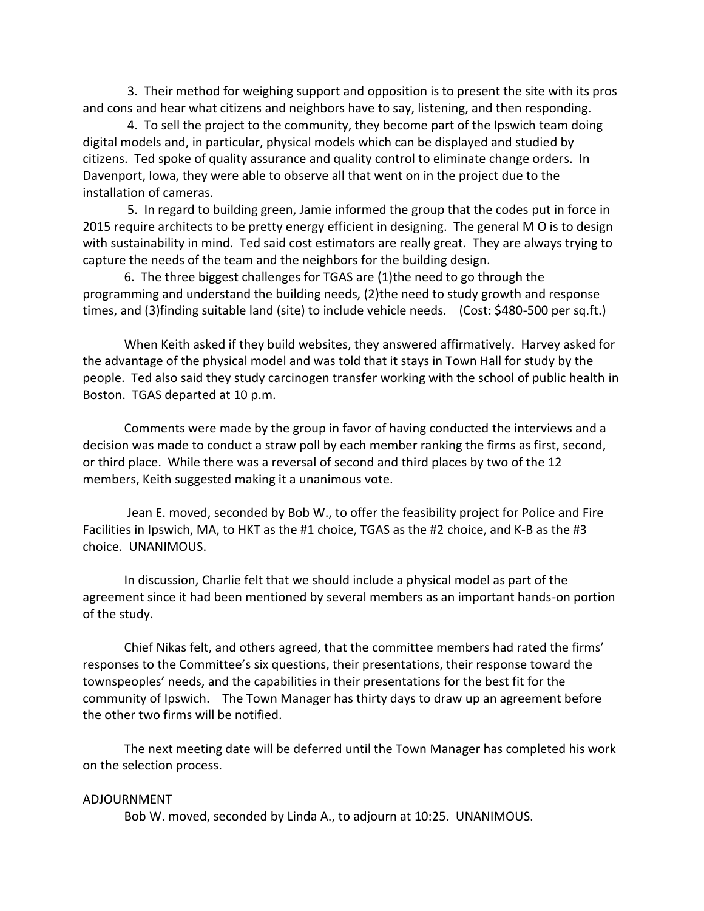3. Their method for weighing support and opposition is to present the site with its pros and cons and hear what citizens and neighbors have to say, listening, and then responding.

4. To sell the project to the community, they become part of the Ipswich team doing digital models and, in particular, physical models which can be displayed and studied by citizens. Ted spoke of quality assurance and quality control to eliminate change orders. In Davenport, Iowa, they were able to observe all that went on in the project due to the installation of cameras.

5. In regard to building green, Jamie informed the group that the codes put in force in 2015 require architects to be pretty energy efficient in designing. The general M O is to design with sustainability in mind. Ted said cost estimators are really great. They are always trying to capture the needs of the team and the neighbors for the building design.

6. The three biggest challenges for TGAS are (1)the need to go through the programming and understand the building needs, (2)the need to study growth and response times, and (3)finding suitable land (site) to include vehicle needs. (Cost: $480-500 per sq.ft.)

When Keith asked if they build websites, they answered affirmatively. Harvey asked for the advantage of the physical model and was told that it stays in Town Hall for study by the people. Ted also said they study carcinogen transfer working with the school of public health in Boston. TGAS departed at 10 p.m.

Comments were made by the group in favor of having conducted the interviews and a decision was made to conduct a straw poll by each member ranking the firms as first, second, or third place. While there was a reversal of second and third places by two of the 12 members, Keith suggested making it a unanimous vote.

Jean E. moved, seconded by Bob W., to offer the feasibility project for Police and Fire Facilities in Ipswich, MA, to HKT as the #1 choice, TGAS as the #2 choice, and K-B as the #3 choice. UNANIMOUS.

In discussion, Charlie felt that we should include a physical model as part of the agreement since it had been mentioned by several members as an important hands-on portion of the study.

Chief Nikas felt, and others agreed, that the committee members had rated the firms' responses to the Committee's six questions, their presentations, their response toward the townspeoples' needs, and the capabilities in their presentations for the best fit for the community of Ipswich. The Town Manager has thirty days to draw up an agreement before the other two firms will be notified.

The next meeting date will be deferred until the Town Manager has completed his work on the selection process.

ADJOURNMENT

Bob W. moved, seconded by Linda A., to adjourn at 10:25. UNANIMOUS.